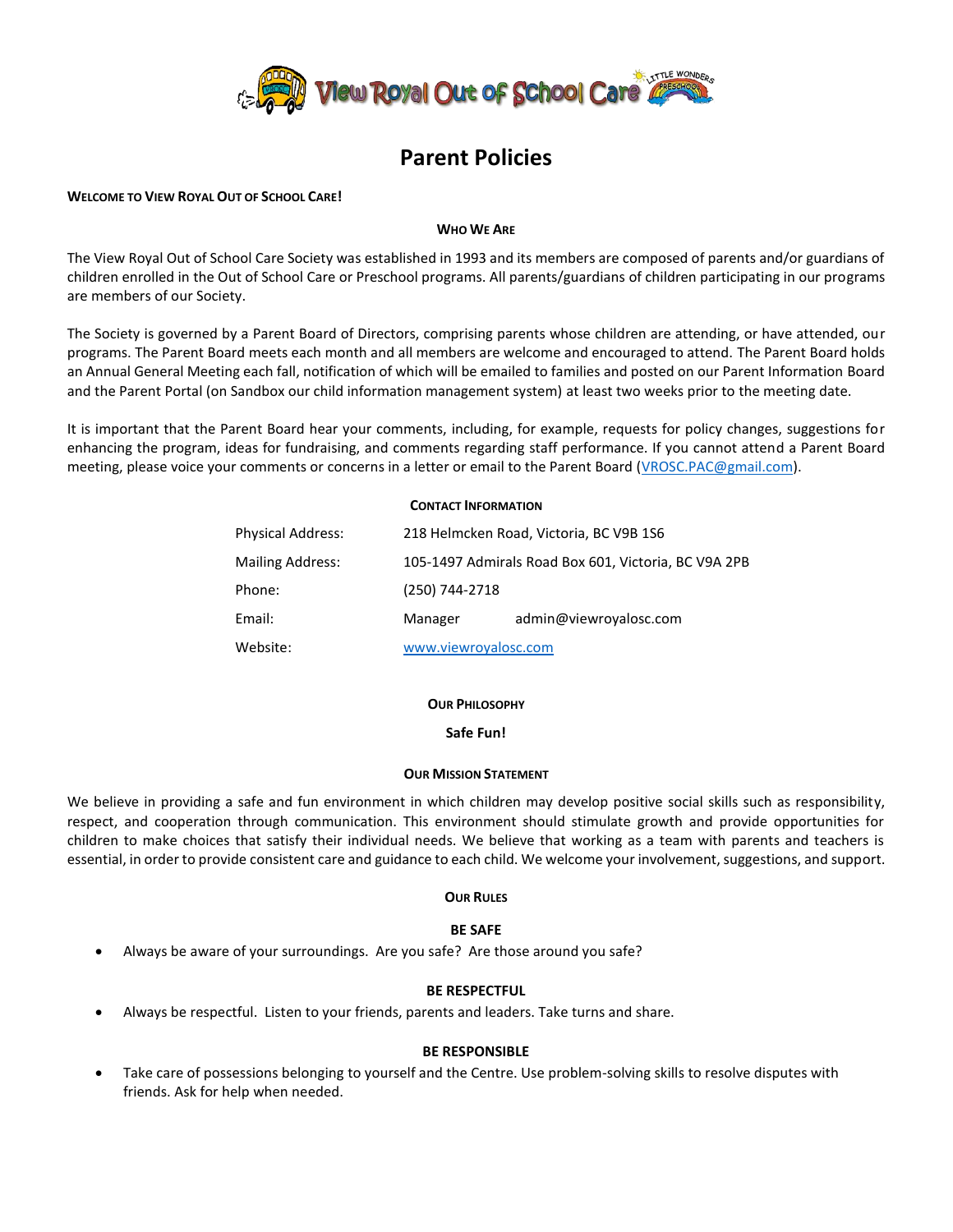View Royal Out of School Care — Little Wonders Preschool

# Parent Policies

**WELCOME TO VIEW ROYAL OUT OF SCHOOL CARE!**

### WHO WE ARE

The View Royal Out of School Care Society was established in 1993 and its members are composed of parents and/or guardians of children enrolled in the Out of School Care or Preschool programs. All parents/guardians of children participating in our programs are members of our Society.

The Society is governed by a Parent Board of Directors, comprising parents whose children are attending, or have attended, our programs. The Parent Board meets each month and all members are welcome and encouraged to attend. The Parent Board holds an Annual General Meeting each fall, notification of which will be emailed to families and posted on our Parent Information Board and the Parent Portal (on Sandbox our child information management system) at least two weeks prior to the meeting date.

It is important that the Parent Board hear your comments, including, for example, requests for policy changes, suggestions for enhancing the program, ideas for fundraising, and comments regarding staff performance. If you cannot attend a Parent Board meeting, please voice your comments or concerns in a letter or email to the Parent Board (VROSC.PAC@gmail.com).

### CONTACT INFORMATION

| | |
|---|---|
| Physical Address: | 218 Helmcken Road, Victoria, BC V9B 1S6 |
| Mailing Address: | 105-1497 Admirals Road Box 601, Victoria, BC V9A 2PB |
| Phone: | (250) 744-2718 |
| Email: | Manager admin@viewroyalosc.com |
| Website: | www.viewroyalosc.com |

### OUR PHILOSOPHY

**Safe Fun!**

### OUR MISSION STATEMENT

We believe in providing a safe and fun environment in which children may develop positive social skills such as responsibility, respect, and cooperation through communication. This environment should stimulate growth and provide opportunities for children to make choices that satisfy their individual needs. We believe that working as a team with parents and teachers is essential, in order to provide consistent care and guidance to each child. We welcome your involvement, suggestions, and support.

### OUR RULES

**BE SAFE**

- Always be aware of your surroundings. Are you safe? Are those around you safe?

**BE RESPECTFUL**

- Always be respectful. Listen to your friends, parents and leaders. Take turns and share.

**BE RESPONSIBLE**

- Take care of possessions belonging to yourself and the Centre. Use problem-solving skills to resolve disputes with friends. Ask for help when needed.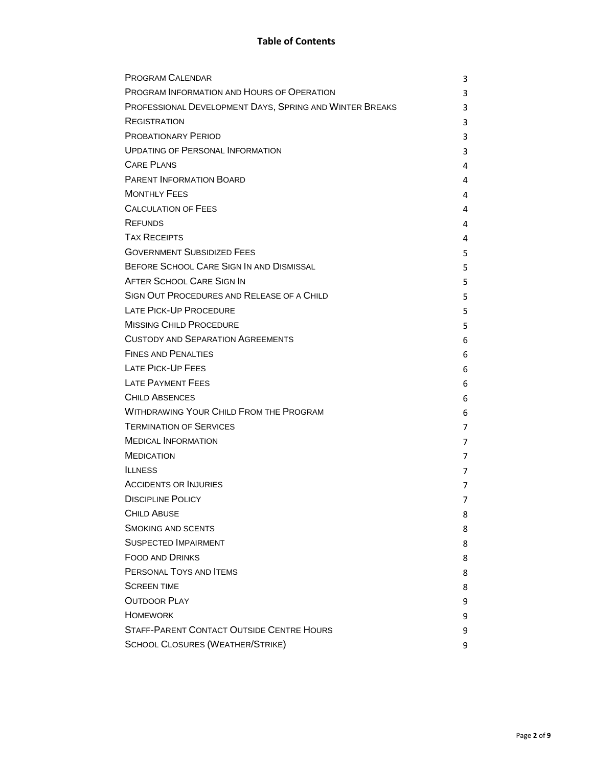# Table of Contents

| | |
|---|---|
| Program Calendar | 3 |
| Program Information and Hours of Operation | 3 |
| Professional Development Days, Spring and Winter Breaks | 3 |
| Registration | 3 |
| Probationary Period | 3 |
| Updating of Personal Information | 3 |
| Care Plans | 4 |
| Parent Information Board | 4 |
| Monthly Fees | 4 |
| Calculation of Fees | 4 |
| Refunds | 4 |
| Tax Receipts | 4 |
| Government Subsidized Fees | 5 |
| Before School Care Sign In and Dismissal | 5 |
| After School Care Sign In | 5 |
| Sign Out Procedures and Release of a Child | 5 |
| Late Pick-Up Procedure | 5 |
| Missing Child Procedure | 5 |
| Custody and Separation Agreements | 6 |
| Fines and Penalties | 6 |
| Late Pick-Up Fees | 6 |
| Late Payment Fees | 6 |
| Child Absences | 6 |
| Withdrawing Your Child From the Program | 6 |
| Termination of Services | 7 |
| Medical Information | 7 |
| Medication | 7 |
| Illness | 7 |
| Accidents or Injuries | 7 |
| Discipline Policy | 7 |
| Child Abuse | 8 |
| Smoking and scents | 8 |
| Suspected Impairment | 8 |
| Food and Drinks | 8 |
| Personal Toys and Items | 8 |
| Screen time | 8 |
| Outdoor Play | 9 |
| Homework | 9 |
| Staff-Parent Contact Outside Centre Hours | 9 |
| School Closures (Weather/Strike) | 9 |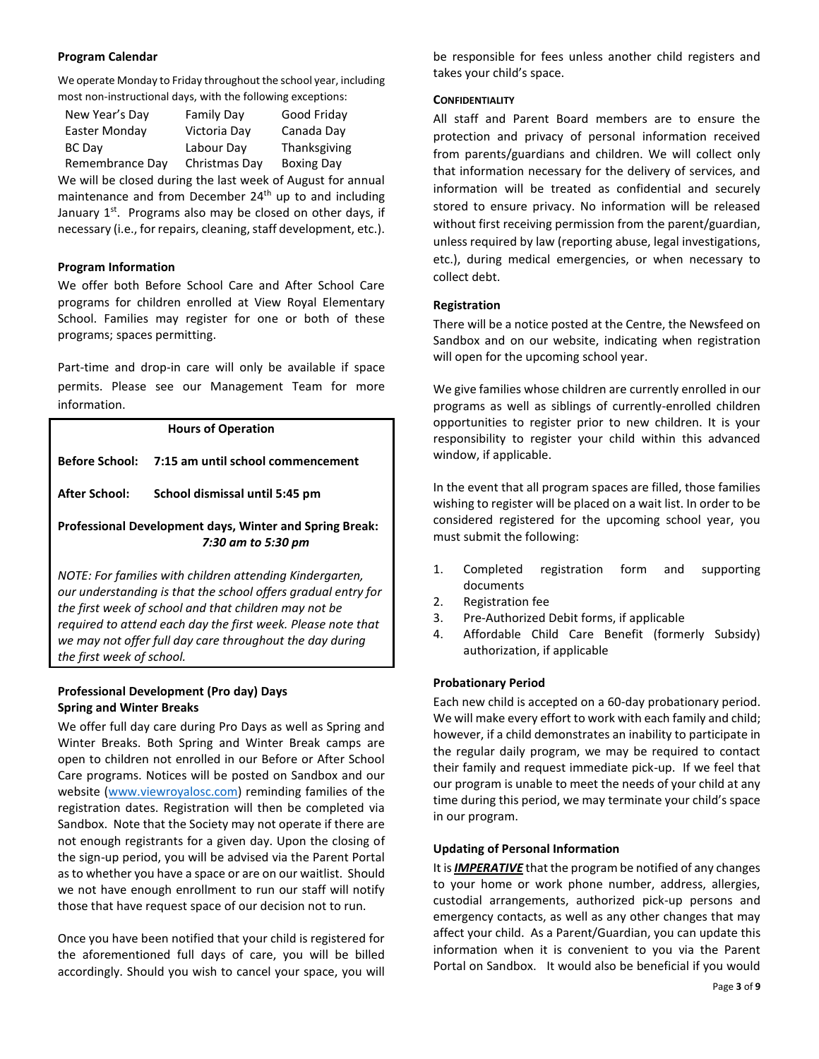### Program Calendar

We operate Monday to Friday throughout the school year, including most non-instructional days, with the following exceptions:

| | | |
|---|---|---|
| New Year's Day | Family Day | Good Friday |
| Easter Monday | Victoria Day | Canada Day |
| BC Day | Labour Day | Thanksgiving |
| Remembrance Day | Christmas Day | Boxing Day |

We will be closed during the last week of August for annual maintenance and from December 24th up to and including January 1st. Programs also may be closed on other days, if necessary (i.e., for repairs, cleaning, staff development, etc.).

### Program Information

We offer both Before School Care and After School Care programs for children enrolled at View Royal Elementary School. Families may register for one or both of these programs; spaces permitting.

Part-time and drop-in care will only be available if space permits. Please see our Management Team for more information.

**Hours of Operation**

**Before School:** **7:15 am until school commencement**

**After School:** **School dismissal until 5:45 pm**

**Professional Development days, Winter and Spring Break:** ***7:30 am to 5:30 pm***

*NOTE: For families with children attending Kindergarten, our understanding is that the school offers gradual entry for the first week of school and that children may not be required to attend each day the first week. Please note that we may not offer full day care throughout the day during the first week of school.*

### Professional Development (Pro day) Days Spring and Winter Breaks

We offer full day care during Pro Days as well as Spring and Winter Breaks. Both Spring and Winter Break camps are open to children not enrolled in our Before or After School Care programs. Notices will be posted on Sandbox and our website (www.viewroyalosc.com) reminding families of the registration dates. Registration will then be completed via Sandbox. Note that the Society may not operate if there are not enough registrants for a given day. Upon the closing of the sign-up period, you will be advised via the Parent Portal as to whether you have a space or are on our waitlist. Should we not have enough enrollment to run our staff will notify those that have request space of our decision not to run.

Once you have been notified that your child is registered for the aforementioned full days of care, you will be billed accordingly. Should you wish to cancel your space, you will be responsible for fees unless another child registers and takes your child's space.

#### CONFIDENTIALITY

All staff and Parent Board members are to ensure the protection and privacy of personal information received from parents/guardians and children. We will collect only that information necessary for the delivery of services, and information will be treated as confidential and securely stored to ensure privacy. No information will be released without first receiving permission from the parent/guardian, unless required by law (reporting abuse, legal investigations, etc.), during medical emergencies, or when necessary to collect debt.

### Registration

There will be a notice posted at the Centre, the Newsfeed on Sandbox and on our website, indicating when registration will open for the upcoming school year.

We give families whose children are currently enrolled in our programs as well as siblings of currently-enrolled children opportunities to register prior to new children. It is your responsibility to register your child within this advanced window, if applicable.

In the event that all program spaces are filled, those families wishing to register will be placed on a wait list. In order to be considered registered for the upcoming school year, you must submit the following:

1. Completed registration form and supporting documents
2. Registration fee
3. Pre-Authorized Debit forms, if applicable
4. Affordable Child Care Benefit (formerly Subsidy) authorization, if applicable

### Probationary Period

Each new child is accepted on a 60-day probationary period. We will make every effort to work with each family and child; however, if a child demonstrates an inability to participate in the regular daily program, we may be required to contact their family and request immediate pick-up. If we feel that our program is unable to meet the needs of your child at any time during this period, we may terminate your child's space in our program.

### Updating of Personal Information

It is ***IMPERATIVE*** that the program be notified of any changes to your home or work phone number, address, allergies, custodial arrangements, authorized pick-up persons and emergency contacts, as well as any other changes that may affect your child. As a Parent/Guardian, you can update this information when it is convenient to you via the Parent Portal on Sandbox. It would also be beneficial if you would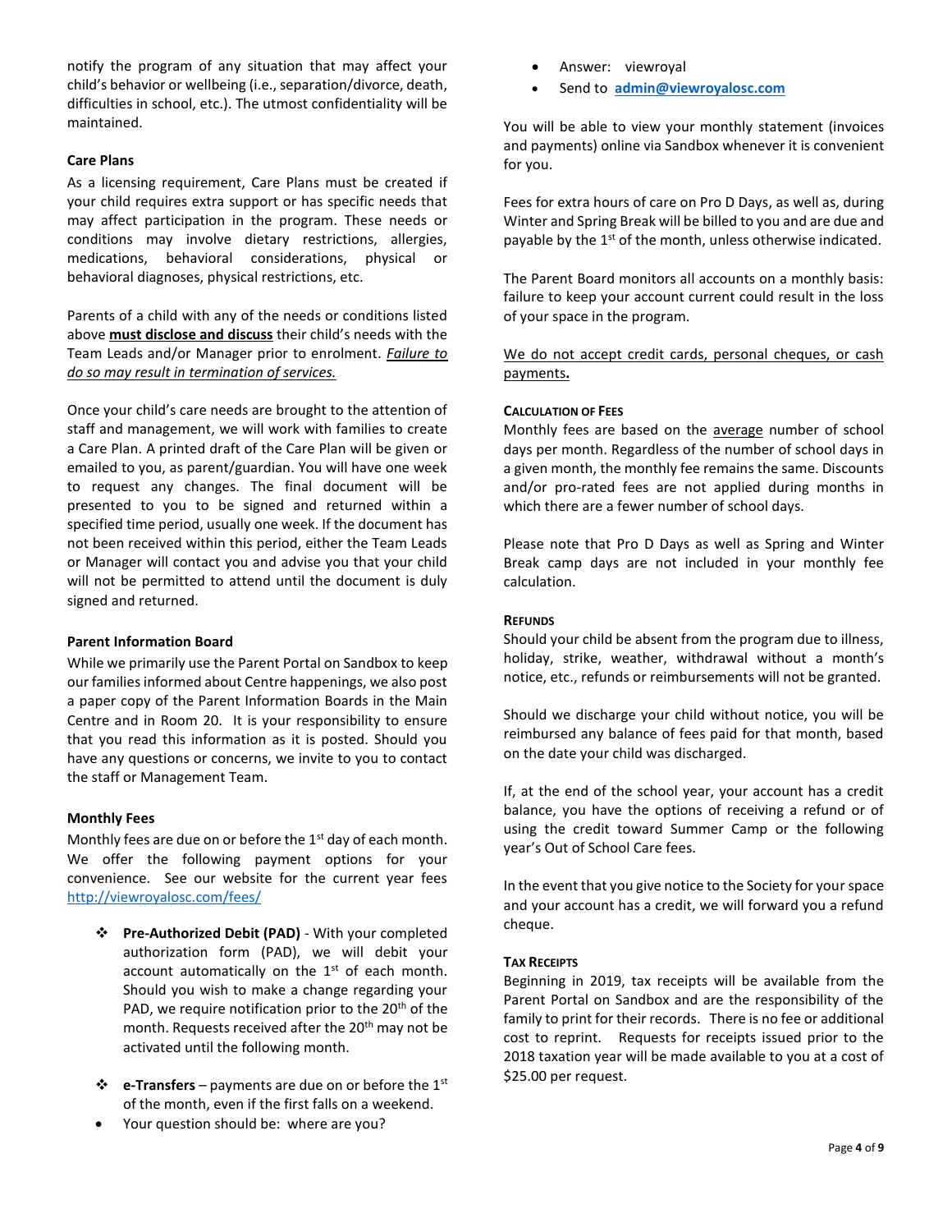notify the program of any situation that may affect your child's behavior or wellbeing (i.e., separation/divorce, death, difficulties in school, etc.). The utmost confidentiality will be maintained.

### Care Plans

As a licensing requirement, Care Plans must be created if your child requires extra support or has specific needs that may affect participation in the program. These needs or conditions may involve dietary restrictions, allergies, medications, behavioral considerations, physical or behavioral diagnoses, physical restrictions, etc.

Parents of a child with any of the needs or conditions listed above **must disclose and discuss** their child's needs with the Team Leads and/or Manager prior to enrolment. *Failure to do so may result in termination of services.*

Once your child's care needs are brought to the attention of staff and management, we will work with families to create a Care Plan. A printed draft of the Care Plan will be given or emailed to you, as parent/guardian. You will have one week to request any changes. The final document will be presented to you to be signed and returned within a specified time period, usually one week. If the document has not been received within this period, either the Team Leads or Manager will contact you and advise you that your child will not be permitted to attend until the document is duly signed and returned.

### Parent Information Board

While we primarily use the Parent Portal on Sandbox to keep our families informed about Centre happenings, we also post a paper copy of the Parent Information Boards in the Main Centre and in Room 20. It is your responsibility to ensure that you read this information as it is posted. Should you have any questions or concerns, we invite to you to contact the staff or Management Team.

### Monthly Fees

Monthly fees are due on or before the 1st day of each month. We offer the following payment options for your convenience. See our website for the current year fees http://viewroyalosc.com/fees/

- **Pre-Authorized Debit (PAD)** - With your completed authorization form (PAD), we will debit your account automatically on the 1st of each month. Should you wish to make a change regarding your PAD, we require notification prior to the 20th of the month. Requests received after the 20th may not be activated until the following month.

- **e-Transfers** – payments are due on or before the 1st of the month, even if the first falls on a weekend.
  - Your question should be: where are you?
  - Answer: viewroyal
  - Send to **admin@viewroyalosc.com**

You will be able to view your monthly statement (invoices and payments) online via Sandbox whenever it is convenient for you.

Fees for extra hours of care on Pro D Days, as well as, during Winter and Spring Break will be billed to you and are due and payable by the 1st of the month, unless otherwise indicated.

The Parent Board monitors all accounts on a monthly basis: failure to keep your account current could result in the loss of your space in the program.

We do not accept credit cards, personal cheques, or cash payments**.**

#### Calculation of Fees

Monthly fees are based on the average number of school days per month. Regardless of the number of school days in a given month, the monthly fee remains the same. Discounts and/or pro-rated fees are not applied during months in which there are a fewer number of school days.

Please note that Pro D Days as well as Spring and Winter Break camp days are not included in your monthly fee calculation.

#### Refunds

Should your child be absent from the program due to illness, holiday, strike, weather, withdrawal without a month's notice, etc., refunds or reimbursements will not be granted.

Should we discharge your child without notice, you will be reimbursed any balance of fees paid for that month, based on the date your child was discharged.

If, at the end of the school year, your account has a credit balance, you have the options of receiving a refund or of using the credit toward Summer Camp or the following year's Out of School Care fees.

In the event that you give notice to the Society for your space and your account has a credit, we will forward you a refund cheque.

#### Tax Receipts

Beginning in 2019, tax receipts will be available from the Parent Portal on Sandbox and are the responsibility of the family to print for their records. There is no fee or additional cost to reprint. Requests for receipts issued prior to the 2018 taxation year will be made available to you at a cost of $25.00 per request.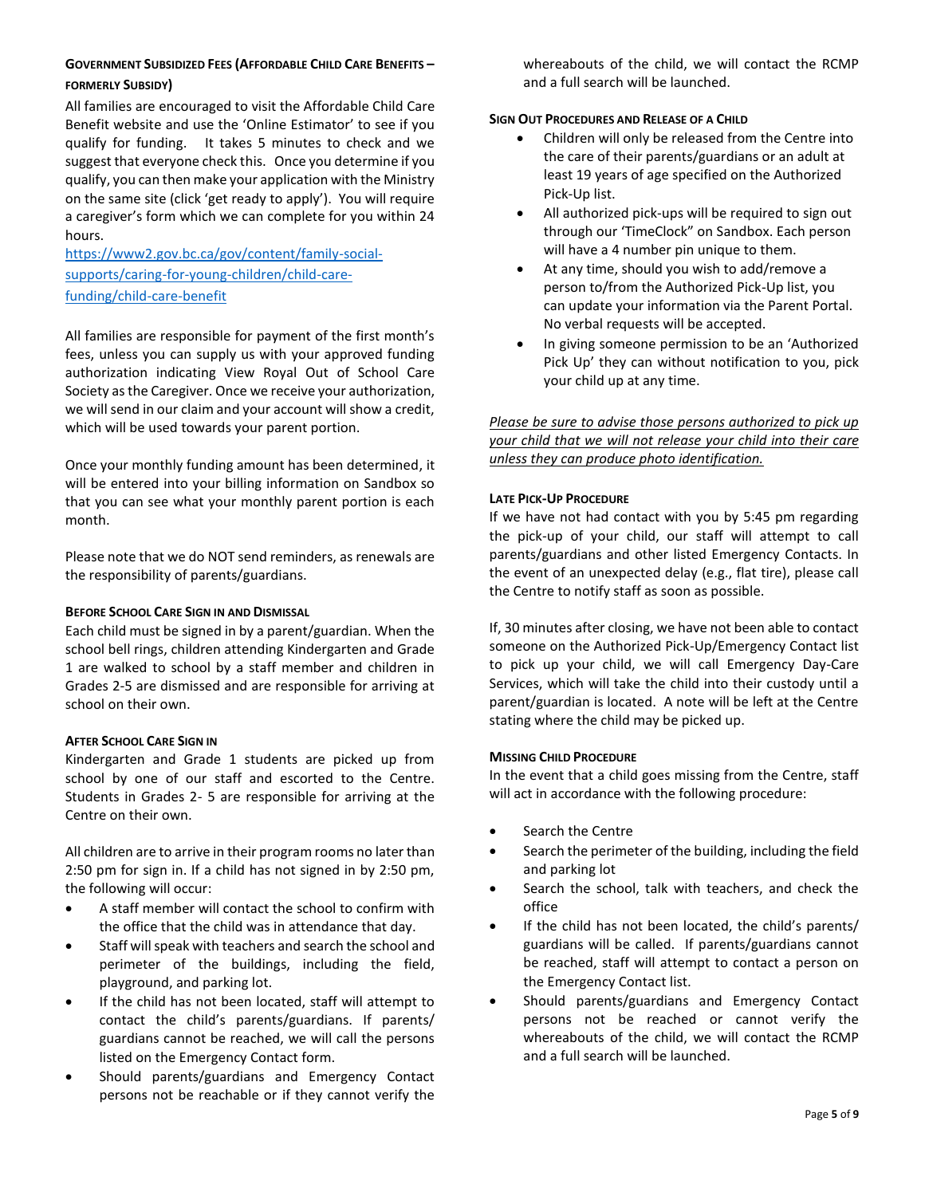### Government Subsidized Fees (Affordable Child Care Benefits – formerly Subsidy)

All families are encouraged to visit the Affordable Child Care Benefit website and use the 'Online Estimator' to see if you qualify for funding. It takes 5 minutes to check and we suggest that everyone check this. Once you determine if you qualify, you can then make your application with the Ministry on the same site (click 'get ready to apply'). You will require a caregiver's form which we can complete for you within 24 hours.

https://www2.gov.bc.ca/gov/content/family-social-supports/caring-for-young-children/child-care-funding/child-care-benefit

All families are responsible for payment of the first month's fees, unless you can supply us with your approved funding authorization indicating View Royal Out of School Care Society as the Caregiver. Once we receive your authorization, we will send in our claim and your account will show a credit, which will be used towards your parent portion.

Once your monthly funding amount has been determined, it will be entered into your billing information on Sandbox so that you can see what your monthly parent portion is each month.

Please note that we do NOT send reminders, as renewals are the responsibility of parents/guardians.

### Before School Care Sign in and Dismissal

Each child must be signed in by a parent/guardian. When the school bell rings, children attending Kindergarten and Grade 1 are walked to school by a staff member and children in Grades 2-5 are dismissed and are responsible for arriving at school on their own.

### After School Care Sign in

Kindergarten and Grade 1 students are picked up from school by one of our staff and escorted to the Centre. Students in Grades 2- 5 are responsible for arriving at the Centre on their own.

All children are to arrive in their program rooms no later than 2:50 pm for sign in. If a child has not signed in by 2:50 pm, the following will occur:

- A staff member will contact the school to confirm with the office that the child was in attendance that day.
- Staff will speak with teachers and search the school and perimeter of the buildings, including the field, playground, and parking lot.
- If the child has not been located, staff will attempt to contact the child's parents/guardians. If parents/ guardians cannot be reached, we will call the persons listed on the Emergency Contact form.
- Should parents/guardians and Emergency Contact persons not be reachable or if they cannot verify the whereabouts of the child, we will contact the RCMP and a full search will be launched.

### Sign Out Procedures and Release of a Child

- Children will only be released from the Centre into the care of their parents/guardians or an adult at least 19 years of age specified on the Authorized Pick-Up list.
- All authorized pick-ups will be required to sign out through our 'TimeClock" on Sandbox. Each person will have a 4 number pin unique to them.
- At any time, should you wish to add/remove a person to/from the Authorized Pick-Up list, you can update your information via the Parent Portal. No verbal requests will be accepted.
- In giving someone permission to be an 'Authorized Pick Up' they can without notification to you, pick your child up at any time.

*Please be sure to advise those persons authorized to pick up your child that we will not release your child into their care unless they can produce photo identification.*

### Late Pick-Up Procedure

If we have not had contact with you by 5:45 pm regarding the pick-up of your child, our staff will attempt to call parents/guardians and other listed Emergency Contacts. In the event of an unexpected delay (e.g., flat tire), please call the Centre to notify staff as soon as possible.

If, 30 minutes after closing, we have not been able to contact someone on the Authorized Pick-Up/Emergency Contact list to pick up your child, we will call Emergency Day-Care Services, which will take the child into their custody until a parent/guardian is located. A note will be left at the Centre stating where the child may be picked up.

### Missing Child Procedure

In the event that a child goes missing from the Centre, staff will act in accordance with the following procedure:

- Search the Centre
- Search the perimeter of the building, including the field and parking lot
- Search the school, talk with teachers, and check the office
- If the child has not been located, the child's parents/ guardians will be called. If parents/guardians cannot be reached, staff will attempt to contact a person on the Emergency Contact list.
- Should parents/guardians and Emergency Contact persons not be reached or cannot verify the whereabouts of the child, we will contact the RCMP and a full search will be launched.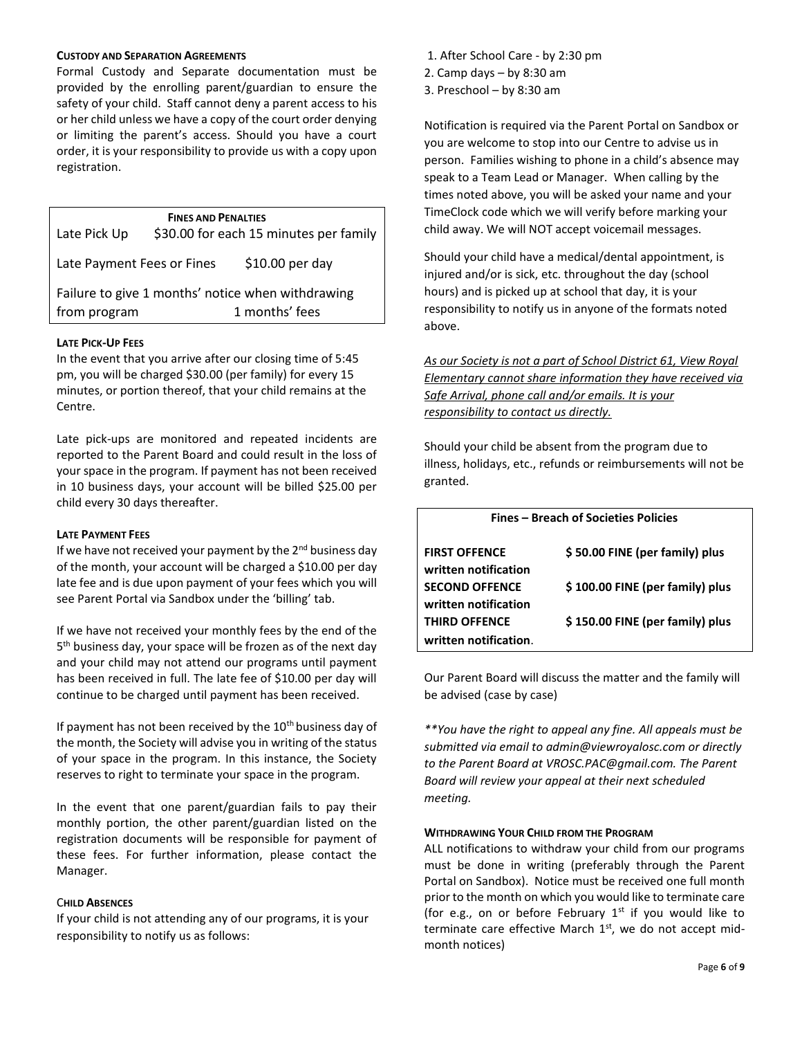#### Custody and Separation Agreements

Formal Custody and Separate documentation must be provided by the enrolling parent/guardian to ensure the safety of your child. Staff cannot deny a parent access to his or her child unless we have a copy of the court order denying or limiting the parent's access. Should you have a court order, it is your responsibility to provide us with a copy upon registration.

| **Fines and Penalties** | |
|---|---|
| Late Pick Up | $30.00 for each 15 minutes per family |
| Late Payment Fees or Fines | $10.00 per day |
| Failure to give 1 months' notice when withdrawing from program | 1 months' fees |

#### Late Pick-Up Fees

In the event that you arrive after our closing time of 5:45 pm, you will be charged $30.00 (per family) for every 15 minutes, or portion thereof, that your child remains at the Centre.

Late pick-ups are monitored and repeated incidents are reported to the Parent Board and could result in the loss of your space in the program. If payment has not been received in 10 business days, your account will be billed $25.00 per child every 30 days thereafter.

#### Late Payment Fees

If we have not received your payment by the 2nd business day of the month, your account will be charged a $10.00 per day late fee and is due upon payment of your fees which you will see Parent Portal via Sandbox under the 'billing' tab.

If we have not received your monthly fees by the end of the 5th business day, your space will be frozen as of the next day and your child may not attend our programs until payment has been received in full. The late fee of $10.00 per day will continue to be charged until payment has been received.

If payment has not been received by the 10th business day of the month, the Society will advise you in writing of the status of your space in the program. In this instance, the Society reserves to right to terminate your space in the program.

In the event that one parent/guardian fails to pay their monthly portion, the other parent/guardian listed on the registration documents will be responsible for payment of these fees. For further information, please contact the Manager.

#### Child Absences

If your child is not attending any of our programs, it is your responsibility to notify us as follows:

1. After School Care - by 2:30 pm
2. Camp days – by 8:30 am
3. Preschool – by 8:30 am

Notification is required via the Parent Portal on Sandbox or you are welcome to stop into our Centre to advise us in person. Families wishing to phone in a child's absence may speak to a Team Lead or Manager. When calling by the times noted above, you will be asked your name and your TimeClock code which we will verify before marking your child away. We will NOT accept voicemail messages.

Should your child have a medical/dental appointment, is injured and/or is sick, etc. throughout the day (school hours) and is picked up at school that day, it is your responsibility to notify us in anyone of the formats noted above.

*As our Society is not a part of School District 61, View Royal Elementary cannot share information they have received via Safe Arrival, phone call and/or emails. It is your responsibility to contact us directly.*

Should your child be absent from the program due to illness, holidays, etc., refunds or reimbursements will not be granted.

| **Fines – Breach of Societies Policies** | |
|---|---|
| **FIRST OFFENCE** | **$ 50.00 FINE (per family) plus written notification** |
| **SECOND OFFENCE** | **$ 100.00 FINE (per family) plus written notification** |
| **THIRD OFFENCE** | **$ 150.00 FINE (per family) plus written notification.** |

Our Parent Board will discuss the matter and the family will be advised (case by case)

*\*\*You have the right to appeal any fine. All appeals must be submitted via email to admin@viewroyalosc.com or directly to the Parent Board at VROSC.PAC@gmail.com. The Parent Board will review your appeal at their next scheduled meeting.*

#### Withdrawing Your Child from the Program

ALL notifications to withdraw your child from our programs must be done in writing (preferably through the Parent Portal on Sandbox). Notice must be received one full month prior to the month on which you would like to terminate care (for e.g., on or before February 1st if you would like to terminate care effective March 1st, we do not accept mid-month notices)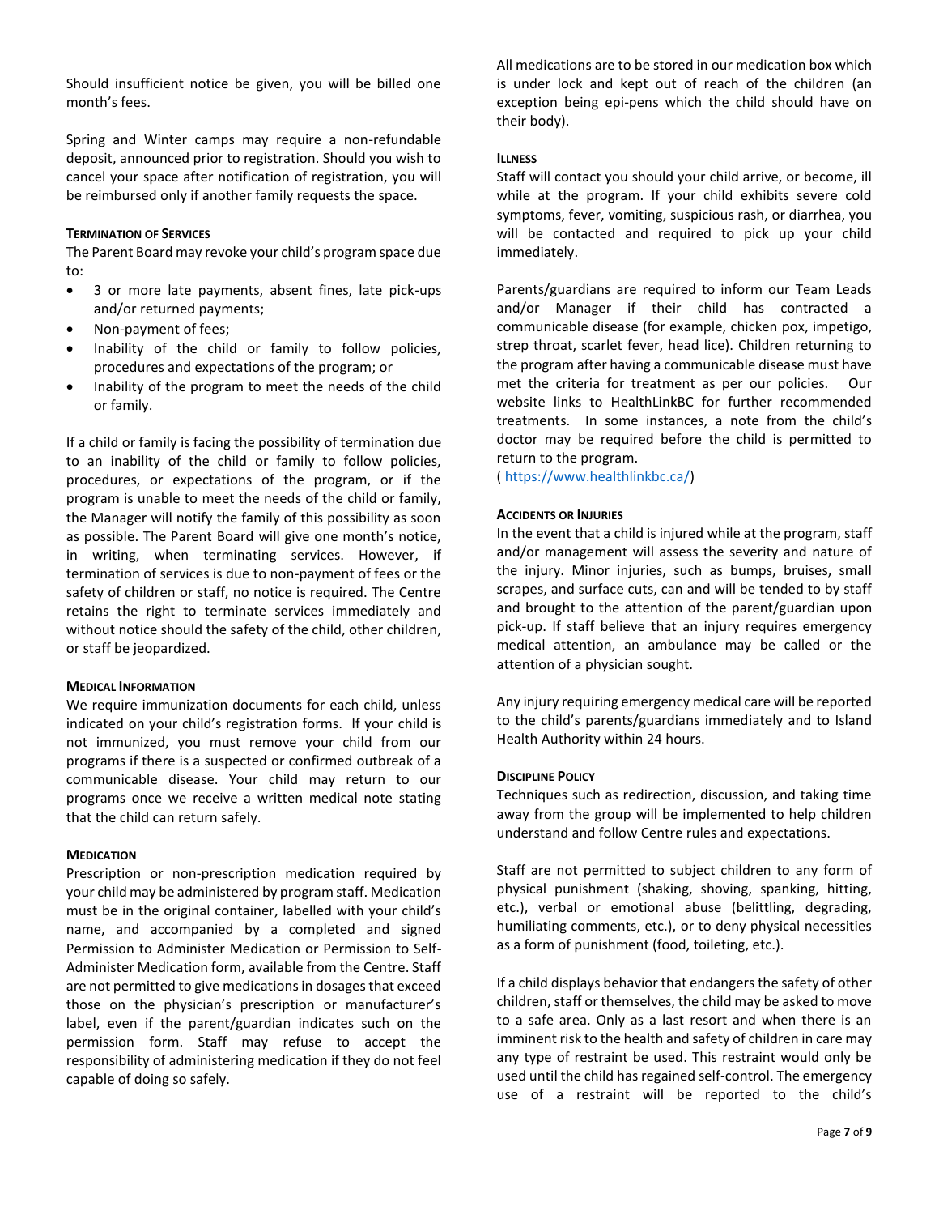Should insufficient notice be given, you will be billed one month's fees.

Spring and Winter camps may require a non-refundable deposit, announced prior to registration. Should you wish to cancel your space after notification of registration, you will be reimbursed only if another family requests the space.

#### Termination of Services

The Parent Board may revoke your child's program space due to:

- 3 or more late payments, absent fines, late pick-ups and/or returned payments;
- Non-payment of fees;
- Inability of the child or family to follow policies, procedures and expectations of the program; or
- Inability of the program to meet the needs of the child or family.

If a child or family is facing the possibility of termination due to an inability of the child or family to follow policies, procedures, or expectations of the program, or if the program is unable to meet the needs of the child or family, the Manager will notify the family of this possibility as soon as possible. The Parent Board will give one month's notice, in writing, when terminating services. However, if termination of services is due to non-payment of fees or the safety of children or staff, no notice is required. The Centre retains the right to terminate services immediately and without notice should the safety of the child, other children, or staff be jeopardized.

#### Medical Information

We require immunization documents for each child, unless indicated on your child's registration forms. If your child is not immunized, you must remove your child from our programs if there is a suspected or confirmed outbreak of a communicable disease. Your child may return to our programs once we receive a written medical note stating that the child can return safely.

#### Medication

Prescription or non-prescription medication required by your child may be administered by program staff. Medication must be in the original container, labelled with your child's name, and accompanied by a completed and signed Permission to Administer Medication or Permission to Self-Administer Medication form, available from the Centre. Staff are not permitted to give medications in dosages that exceed those on the physician's prescription or manufacturer's label, even if the parent/guardian indicates such on the permission form. Staff may refuse to accept the responsibility of administering medication if they do not feel capable of doing so safely.

All medications are to be stored in our medication box which is under lock and kept out of reach of the children (an exception being epi-pens which the child should have on their body).

#### Illness

Staff will contact you should your child arrive, or become, ill while at the program. If your child exhibits severe cold symptoms, fever, vomiting, suspicious rash, or diarrhea, you will be contacted and required to pick up your child immediately.

Parents/guardians are required to inform our Team Leads and/or Manager if their child has contracted a communicable disease (for example, chicken pox, impetigo, strep throat, scarlet fever, head lice). Children returning to the program after having a communicable disease must have met the criteria for treatment as per our policies. Our website links to HealthLinkBC for further recommended treatments. In some instances, a note from the child's doctor may be required before the child is permitted to return to the program.
( https://www.healthlinkbc.ca/)

#### Accidents or Injuries

In the event that a child is injured while at the program, staff and/or management will assess the severity and nature of the injury. Minor injuries, such as bumps, bruises, small scrapes, and surface cuts, can and will be tended to by staff and brought to the attention of the parent/guardian upon pick-up. If staff believe that an injury requires emergency medical attention, an ambulance may be called or the attention of a physician sought.

Any injury requiring emergency medical care will be reported to the child's parents/guardians immediately and to Island Health Authority within 24 hours.

#### Discipline Policy

Techniques such as redirection, discussion, and taking time away from the group will be implemented to help children understand and follow Centre rules and expectations.

Staff are not permitted to subject children to any form of physical punishment (shaking, shoving, spanking, hitting, etc.), verbal or emotional abuse (belittling, degrading, humiliating comments, etc.), or to deny physical necessities as a form of punishment (food, toileting, etc.).

If a child displays behavior that endangers the safety of other children, staff or themselves, the child may be asked to move to a safe area. Only as a last resort and when there is an imminent risk to the health and safety of children in care may any type of restraint be used. This restraint would only be used until the child has regained self-control. The emergency use of a restraint will be reported to the child's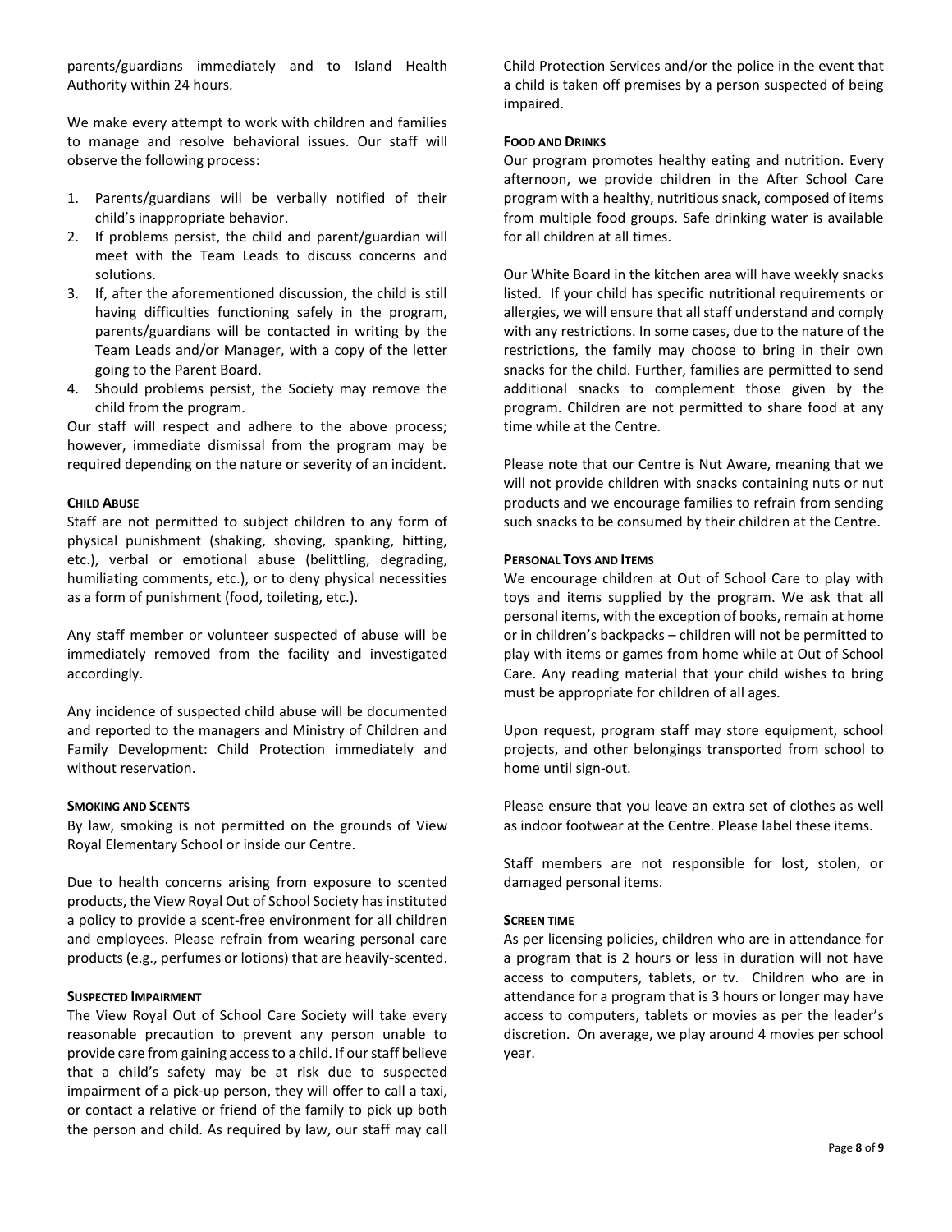parents/guardians immediately and to Island Health Authority within 24 hours.

We make every attempt to work with children and families to manage and resolve behavioral issues. Our staff will observe the following process:

1. Parents/guardians will be verbally notified of their child's inappropriate behavior.
2. If problems persist, the child and parent/guardian will meet with the Team Leads to discuss concerns and solutions.
3. If, after the aforementioned discussion, the child is still having difficulties functioning safely in the program, parents/guardians will be contacted in writing by the Team Leads and/or Manager, with a copy of the letter going to the Parent Board.
4. Should problems persist, the Society may remove the child from the program.

Our staff will respect and adhere to the above process; however, immediate dismissal from the program may be required depending on the nature or severity of an incident.

#### Child Abuse

Staff are not permitted to subject children to any form of physical punishment (shaking, shoving, spanking, hitting, etc.), verbal or emotional abuse (belittling, degrading, humiliating comments, etc.), or to deny physical necessities as a form of punishment (food, toileting, etc.).

Any staff member or volunteer suspected of abuse will be immediately removed from the facility and investigated accordingly.

Any incidence of suspected child abuse will be documented and reported to the managers and Ministry of Children and Family Development: Child Protection immediately and without reservation.

#### Smoking and Scents

By law, smoking is not permitted on the grounds of View Royal Elementary School or inside our Centre.

Due to health concerns arising from exposure to scented products, the View Royal Out of School Society has instituted a policy to provide a scent-free environment for all children and employees. Please refrain from wearing personal care products (e.g., perfumes or lotions) that are heavily-scented.

#### Suspected Impairment

The View Royal Out of School Care Society will take every reasonable precaution to prevent any person unable to provide care from gaining access to a child. If our staff believe that a child's safety may be at risk due to suspected impairment of a pick-up person, they will offer to call a taxi, or contact a relative or friend of the family to pick up both the person and child. As required by law, our staff may call Child Protection Services and/or the police in the event that a child is taken off premises by a person suspected of being impaired.

#### Food and Drinks

Our program promotes healthy eating and nutrition. Every afternoon, we provide children in the After School Care program with a healthy, nutritious snack, composed of items from multiple food groups. Safe drinking water is available for all children at all times.

Our White Board in the kitchen area will have weekly snacks listed. If your child has specific nutritional requirements or allergies, we will ensure that all staff understand and comply with any restrictions. In some cases, due to the nature of the restrictions, the family may choose to bring in their own snacks for the child. Further, families are permitted to send additional snacks to complement those given by the program. Children are not permitted to share food at any time while at the Centre.

Please note that our Centre is Nut Aware, meaning that we will not provide children with snacks containing nuts or nut products and we encourage families to refrain from sending such snacks to be consumed by their children at the Centre.

#### Personal Toys and Items

We encourage children at Out of School Care to play with toys and items supplied by the program. We ask that all personal items, with the exception of books, remain at home or in children's backpacks – children will not be permitted to play with items or games from home while at Out of School Care. Any reading material that your child wishes to bring must be appropriate for children of all ages.

Upon request, program staff may store equipment, school projects, and other belongings transported from school to home until sign-out.

Please ensure that you leave an extra set of clothes as well as indoor footwear at the Centre. Please label these items.

Staff members are not responsible for lost, stolen, or damaged personal items.

#### Screen Time

As per licensing policies, children who are in attendance for a program that is 2 hours or less in duration will not have access to computers, tablets, or tv. Children who are in attendance for a program that is 3 hours or longer may have access to computers, tablets or movies as per the leader's discretion. On average, we play around 4 movies per school year.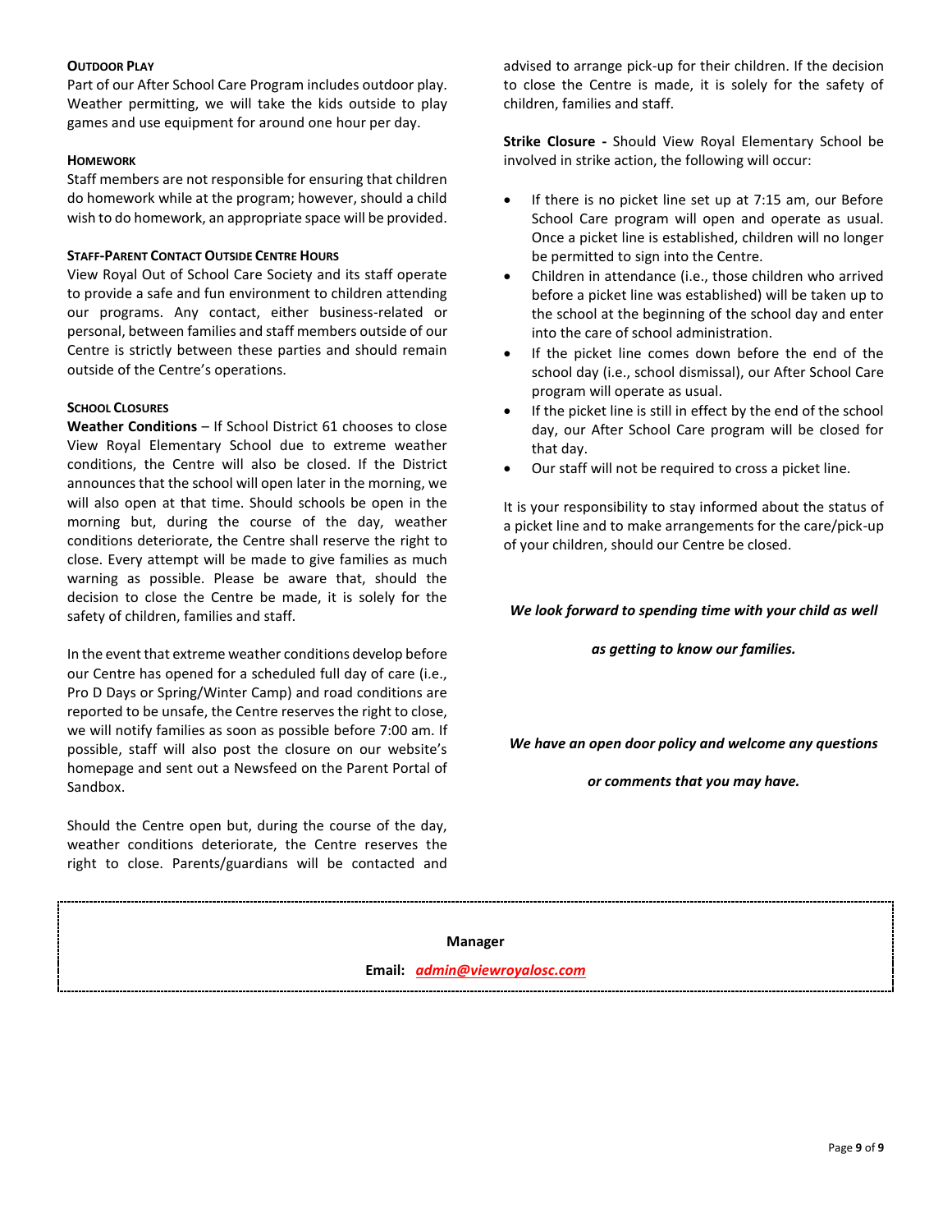#### Outdoor Play

Part of our After School Care Program includes outdoor play. Weather permitting, we will take the kids outside to play games and use equipment for around one hour per day.

#### Homework

Staff members are not responsible for ensuring that children do homework while at the program; however, should a child wish to do homework, an appropriate space will be provided.

#### Staff-Parent Contact Outside Centre Hours

View Royal Out of School Care Society and its staff operate to provide a safe and fun environment to children attending our programs. Any contact, either business-related or personal, between families and staff members outside of our Centre is strictly between these parties and should remain outside of the Centre's operations.

#### School Closures

**Weather Conditions** – If School District 61 chooses to close View Royal Elementary School due to extreme weather conditions, the Centre will also be closed. If the District announces that the school will open later in the morning, we will also open at that time. Should schools be open in the morning but, during the course of the day, weather conditions deteriorate, the Centre shall reserve the right to close. Every attempt will be made to give families as much warning as possible. Please be aware that, should the decision to close the Centre be made, it is solely for the safety of children, families and staff.

In the event that extreme weather conditions develop before our Centre has opened for a scheduled full day of care (i.e., Pro D Days or Spring/Winter Camp) and road conditions are reported to be unsafe, the Centre reserves the right to close, we will notify families as soon as possible before 7:00 am. If possible, staff will also post the closure on our website's homepage and sent out a Newsfeed on the Parent Portal of Sandbox.

Should the Centre open but, during the course of the day, weather conditions deteriorate, the Centre reserves the right to close. Parents/guardians will be contacted and advised to arrange pick-up for their children. If the decision to close the Centre is made, it is solely for the safety of children, families and staff.

**Strike Closure -** Should View Royal Elementary School be involved in strike action, the following will occur:

- If there is no picket line set up at 7:15 am, our Before School Care program will open and operate as usual. Once a picket line is established, children will no longer be permitted to sign into the Centre.
- Children in attendance (i.e., those children who arrived before a picket line was established) will be taken up to the school at the beginning of the school day and enter into the care of school administration.
- If the picket line comes down before the end of the school day (i.e., school dismissal), our After School Care program will operate as usual.
- If the picket line is still in effect by the end of the school day, our After School Care program will be closed for that day.
- Our staff will not be required to cross a picket line.

It is your responsibility to stay informed about the status of a picket line and to make arrangements for the care/pick-up of your children, should our Centre be closed.

***We look forward to spending time with your child as well as getting to know our families.***

***We have an open door policy and welcome any questions or comments that you may have.***

**Manager**

**Email:** ***admin@viewroyalosc.com***